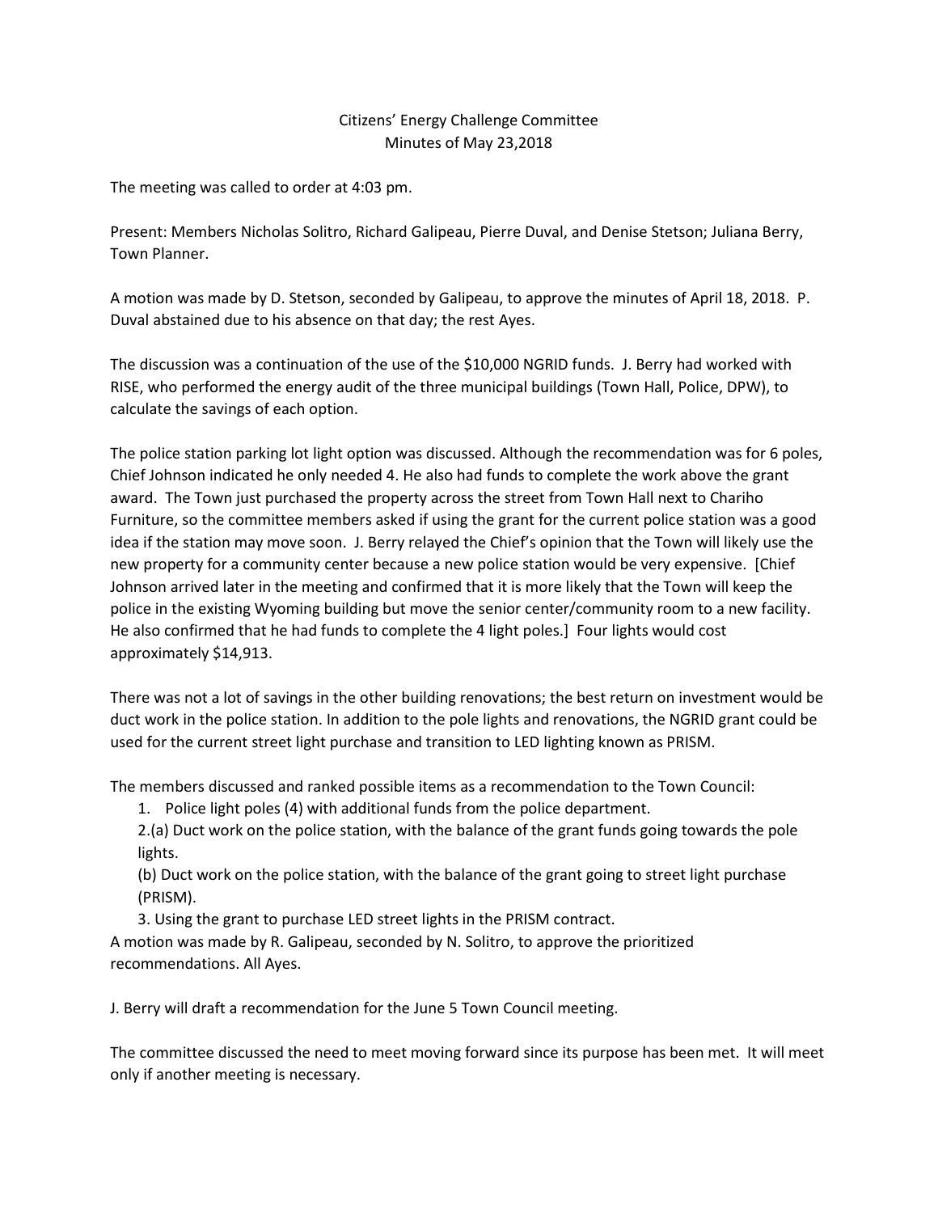# Citizens' Energy Challenge Committee
## Minutes of May 23,2018

The meeting was called to order at 4:03 pm.

Present: Members Nicholas Solitro, Richard Galipeau, Pierre Duval, and Denise Stetson; Juliana Berry, Town Planner.

A motion was made by D. Stetson, seconded by Galipeau, to approve the minutes of April 18, 2018. P. Duval abstained due to his absence on that day; the rest Ayes.

The discussion was a continuation of the use of the $10,000 NGRID funds. J. Berry had worked with RISE, who performed the energy audit of the three municipal buildings (Town Hall, Police, DPW), to calculate the savings of each option.

The police station parking lot light option was discussed. Although the recommendation was for 6 poles, Chief Johnson indicated he only needed 4. He also had funds to complete the work above the grant award. The Town just purchased the property across the street from Town Hall next to Chariho Furniture, so the committee members asked if using the grant for the current police station was a good idea if the station may move soon. J. Berry relayed the Chief's opinion that the Town will likely use the new property for a community center because a new police station would be very expensive. [Chief Johnson arrived later in the meeting and confirmed that it is more likely that the Town will keep the police in the existing Wyoming building but move the senior center/community room to a new facility. He also confirmed that he had funds to complete the 4 light poles.] Four lights would cost approximately $14,913.

There was not a lot of savings in the other building renovations; the best return on investment would be duct work in the police station. In addition to the pole lights and renovations, the NGRID grant could be used for the current street light purchase and transition to LED lighting known as PRISM.

The members discussed and ranked possible items as a recommendation to the Town Council:

1. Police light poles (4) with additional funds from the police department.

2.(a) Duct work on the police station, with the balance of the grant funds going towards the pole lights.

(b) Duct work on the police station, with the balance of the grant going to street light purchase (PRISM).

3. Using the grant to purchase LED street lights in the PRISM contract.

A motion was made by R. Galipeau, seconded by N. Solitro, to approve the prioritized recommendations. All Ayes.

J. Berry will draft a recommendation for the June 5 Town Council meeting.

The committee discussed the need to meet moving forward since its purpose has been met. It will meet only if another meeting is necessary.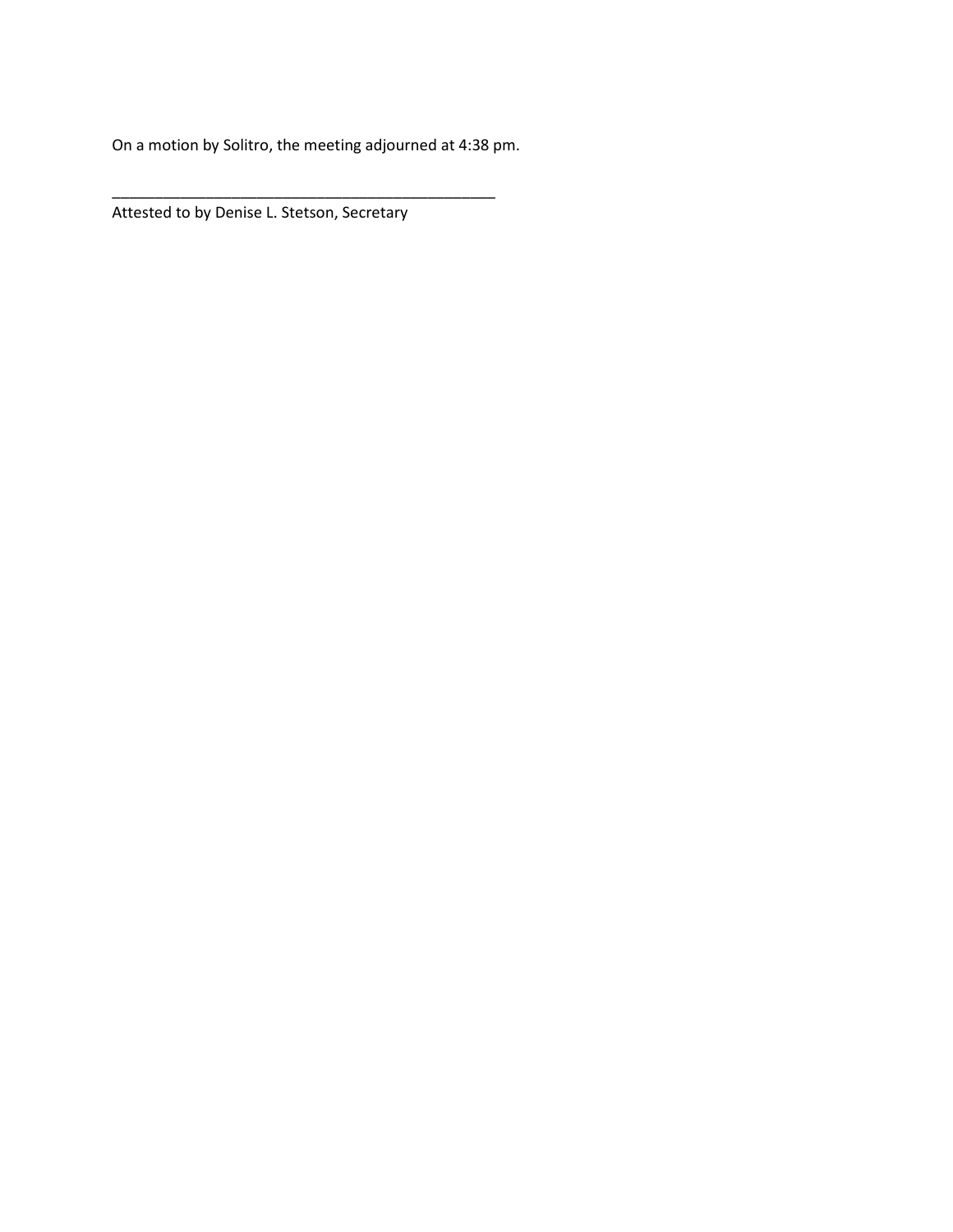On a motion by Solitro, the meeting adjourned at 4:38 pm.

_______________________________________________

Attested to by Denise L. Stetson, Secretary